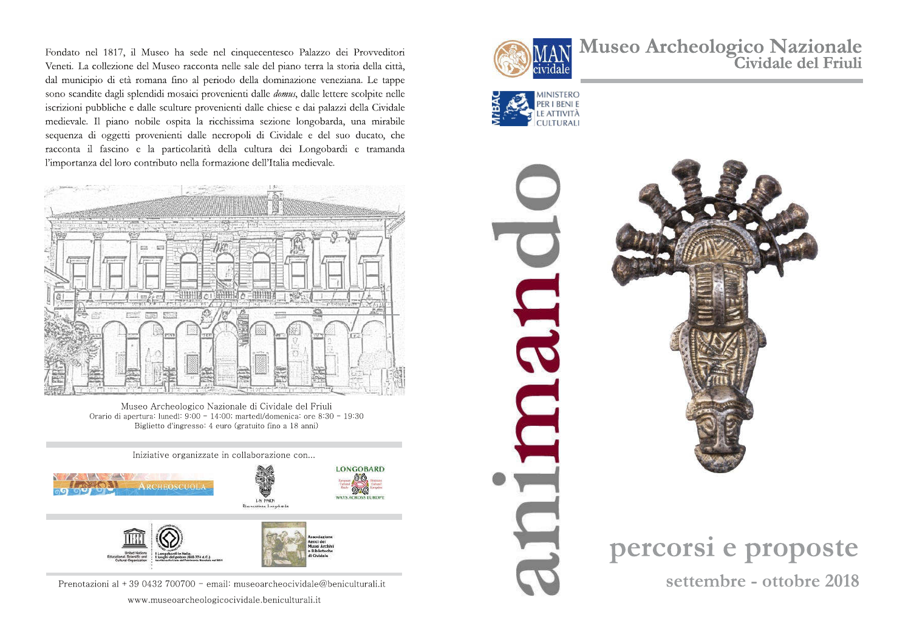# Museo Archeologico Nazionale
## Cividale del Friuli

MINISTERO PER I BENI E LE ATTIVITÀ CULTURALI

# animando

## percorsi e proposte

**settembre - ottobre 2018**

Fondato nel 1817, il Museo ha sede nel cinquecentesco Palazzo dei Provveditori Veneti. La collezione del Museo racconta nelle sale del piano terra la storia della città, dal municipio di età romana fino al periodo della dominazione veneziana. Le tappe sono scandite dagli splendidi mosaici provenienti dalle *domus*, dalle lettere scolpite nelle iscrizioni pubbliche e dalle sculture provenienti dalle chiese e dai palazzi della Cividale medievale. Il piano nobile ospita la ricchissima sezione longobarda, una mirabile sequenza di oggetti provenienti dalle necropoli di Cividale e del suo ducato, che racconta il fascino e la particolarità della cultura dei Longobardi e tramanda l'importanza del loro contributo nella formazione dell'Italia medievale.

Museo Archeologico Nazionale di Cividale del Friuli
Orario di apertura: lunedì: 9:00 – 14:00; martedì/domenica: ore 8:30 – 19:30
Biglietto d'ingresso: 4 euro (gratuito fino a 18 anni)

Iniziative organizzate in collaborazione con...

ARCHEOSCUOLA — LA FARA Rievocazione Longobarda — LONGOBARD WAYS ACROSS EUROPE

United Nations Educational, Scientific and Cultural Organization — I Longobardi in Italia. I luoghi del potere (568-774 d.C.) — Associazione Amici dei Musei Archivi e Biblioteche di Cividale

Prenotazioni al + 39 0432 700700 – email: museoarcheocividale@beniculturali.it

www.museoarcheologicocividale.beniculturali.it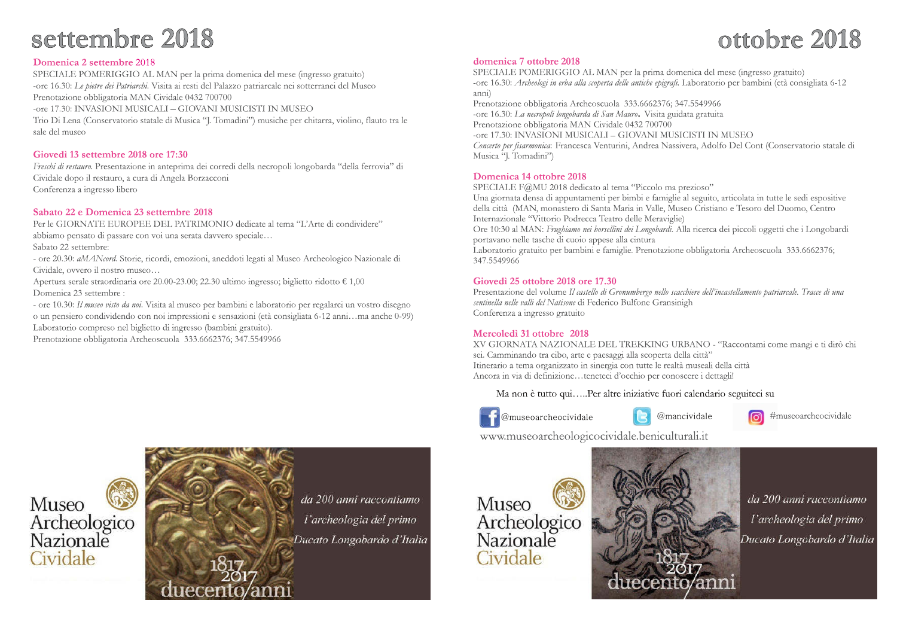# settembre 2018

**Domenica 2 settembre 2018**

SPECIALE POMERIGGIO AL MAN per la prima domenica del mese (ingresso gratuito)
-ore 16.30: *Le pietre dei Patriarchi.* Visita ai resti del Palazzo patriarcale nei sotterranei del Museo
Prenotazione obbligatoria MAN Cividale 0432 700700
-ore 17.30: INVASIONI MUSICALI – GIOVANI MUSICISTI IN MUSEO
Trio Di Lena (Conservatorio statale di Musica "J. Tomadini") musiche per chitarra, violino, flauto tra le sale del museo

**Giovedì 13 settembre 2018 ore 17:30**

*Freschi di restauro.* Presentazione in anteprima dei corredi della necropoli longobarda "della ferrovia" di Cividale dopo il restauro, a cura di Angela Borzacconi
Conferenza a ingresso libero

**Sabato 22 e Domenica 23 settembre 2018**

Per le GIORNATE EUROPEE DEL PATRIMONIO dedicate al tema "L'Arte di condividere" abbiamo pensato di passare con voi una serata davvero speciale…
Sabato 22 settembre:
- ore 20.30: *aMANcord.* Storie, ricordi, emozioni, aneddoti legati al Museo Archeologico Nazionale di Cividale, ovvero il nostro museo…
Apertura serale straordinaria ore 20.00-23.00; 22.30 ultimo ingresso; biglietto ridotto € 1,00
Domenica 23 settembre :
- ore 10.30: *Il museo visto da noi.* Visita al museo per bambini e laboratorio per regalarci un vostro disegno o un pensiero condividendo con noi impressioni e sensazioni (età consigliata 6-12 anni…ma anche 0-99)
Laboratorio compreso nel biglietto di ingresso (bambini gratuito).
Prenotazione obbligatoria Archeoscuola 333.6662376; 347.5549966

Museo Archeologico Nazionale Cividale

*da 200 anni raccontiamo l'archeologia del primo Ducato Longobardo d'Italia*

1817 2017 duecento/anni

# ottobre 2018

**domenica 7 ottobre 2018**

SPECIALE POMERIGGIO AL MAN per la prima domenica del mese (ingresso gratuito)
-ore 16.30: *Archeologi in erba alla scoperta delle antiche epigrafi.* Laboratorio per bambini (età consigliata 6-12 anni)
Prenotazione obbligatoria Archeoscuola 333.6662376; 347.5549966
-ore 16.30: *La necropoli longobarda di San Mauro***.** Visita guidata gratuita
Prenotazione obbligatoria MAN Cividale 0432 700700
-ore 17.30: INVASIONI MUSICALI – GIOVANI MUSICISTI IN MUSEO
*Concerto per fisarmonica*: Francesca Venturini, Andrea Nassivera, Adolfo Del Cont (Conservatorio statale di Musica "J. Tomadini")

**Domenica 14 ottobre 2018**

SPECIALE F@MU 2018 dedicato al tema "Piccolo ma prezioso"
Una giornata densa di appuntamenti per bimbi e famiglie al seguito, articolata in tutte le sedi espositive della città (MAN, monastero di Santa Maria in Valle, Museo Cristiano e Tesoro del Duomo, Centro Internazionale "Vittorio Podrecca Teatro delle Meraviglie)
Ore 10:30 al MAN: *Frughiamo nei borsellini dei Longobardi.* Alla ricerca dei piccoli oggetti che i Longobardi portavano nelle tasche di cuoio appese alla cintura
Laboratorio gratuito per bambini e famiglie. Prenotazione obbligatoria Archeoscuola 333.6662376; 347.5549966

**Giovedì 25 ottobre 2018 ore 17.30**

Presentazione del volume *Il castello di Gronumbergo nello scacchiere dell'incastellamento patriarcale. Tracce di una sentinella nelle valli del Natisone* di Federico Bulfone Gransinigh
Conferenza a ingresso gratuito

**Mercoledì 31 ottobre 2018**

XV GIORNATA NAZIONALE DEL TREKKING URBANO - "Raccontami come mangi e ti dirò chi sei. Camminando tra cibo, arte e paesaggi alla scoperta della città"
Itinerario a tema organizzato in sinergia con tutte le realtà museali della città
Ancora in via di definizione…teneteci d'occhio per conoscere i dettagli!

Ma non è tutto qui…..Per altre iniziative fuori calendario seguiteci su

@museoarcheocividale @mancividale #museoarcheocividale

www.museoarcheologicocividale.beniculturali.it

Museo Archeologico Nazionale Cividale

*da 200 anni raccontiamo l'archeologia del primo Ducato Longobardo d'Italia*

1817 2017 duecento/anni